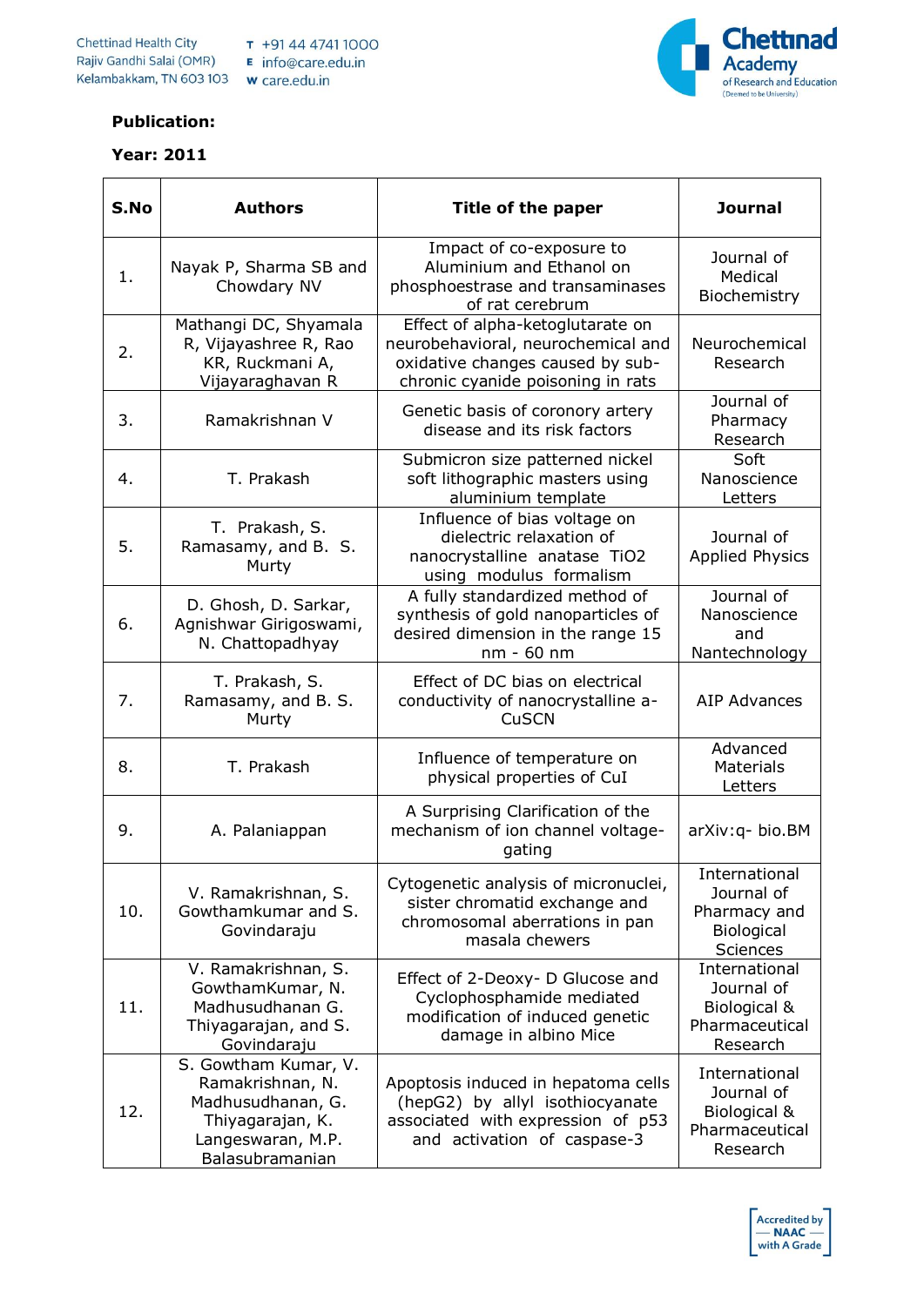**Publication:**

**Year: 2011**

| S.No | Authors | Title of the paper | Journal |
|---|---|---|---|
| 1. | Nayak P, Sharma SB and Chowdary NV | Impact of co-exposure to Aluminium and Ethanol on phosphoestrase and transaminases of rat cerebrum | Journal of Medical Biochemistry |
| 2. | Mathangi DC, Shyamala R, Vijayashree R, Rao KR, Ruckmani A, Vijayaraghavan R | Effect of alpha-ketoglutarate on neurobehavioral, neurochemical and oxidative changes caused by sub-chronic cyanide poisoning in rats | Neurochemical Research |
| 3. | Ramakrishnan V | Genetic basis of corony artery disease and its risk factors | Journal of Pharmacy Research |
| 4. | T. Prakash | Submicron size patterned nickel soft lithographic masters using aluminium template | Soft Nanoscience Letters |
| 5. | T. Prakash, S. Ramasamy, and B. S. Murty | Influence of bias voltage on dielectric relaxation of nanocrystalline anatase $TiO_2$ using modulus formalism | Journal of Applied Physics |
| 6. | D. Ghosh, D. Sarkar, Agnishwar Girigoswami, N. Chattopadhyay | A fully standardized method of synthesis of gold nanoparticles of desired dimension in the range 15 nm - 60 nm | Journal of Nanoscience and Nantechnology |
| 7. | T. Prakash, S. Ramasamy, and B. S. Murty | Effect of DC bias on electrical conductivity of nanocrystalline a-CuSCN | AIP Advances |
| 8. | T. Prakash | Influence of temperature on physical properties of CuI | Advanced Materials Letters |
| 9. | A. Palaniappan | A Surprising Clarification of the mechanism of ion channel voltage-gating | arXiv:q- bio.BM |
| 10. | V. Ramakrishnan, S. Gowthamkumar and S. Govindaraju | Cytogenetic analysis of micronuclei, sister chromatid exchange and chromosomal aberrations in pan masala chewers | International Journal of Pharmacy and Biological Sciences |
| 11. | V. Ramakrishnan, S. GowthamKumar, N. Madhusudhanan G. Thiyagarajan, and S. Govindaraju | Effect of 2-Deoxy- D Glucose and Cyclophosphamide mediated modification of induced genetic damage in albino Mice | International Journal of Biological & Pharmaceutical Research |
| 12. | S. Gowtham Kumar, V. Ramakrishnan, N. Madhusudhanan, G. Thiyagarajan, K. Langeswaran, M.P. Balasubramanian | Apoptosis induced in hepatoma cells (hepG2) by allyl isothiocyanate associated with expression of p53 and activation of caspase-3 | International Journal of Biological & Pharmaceutical Research |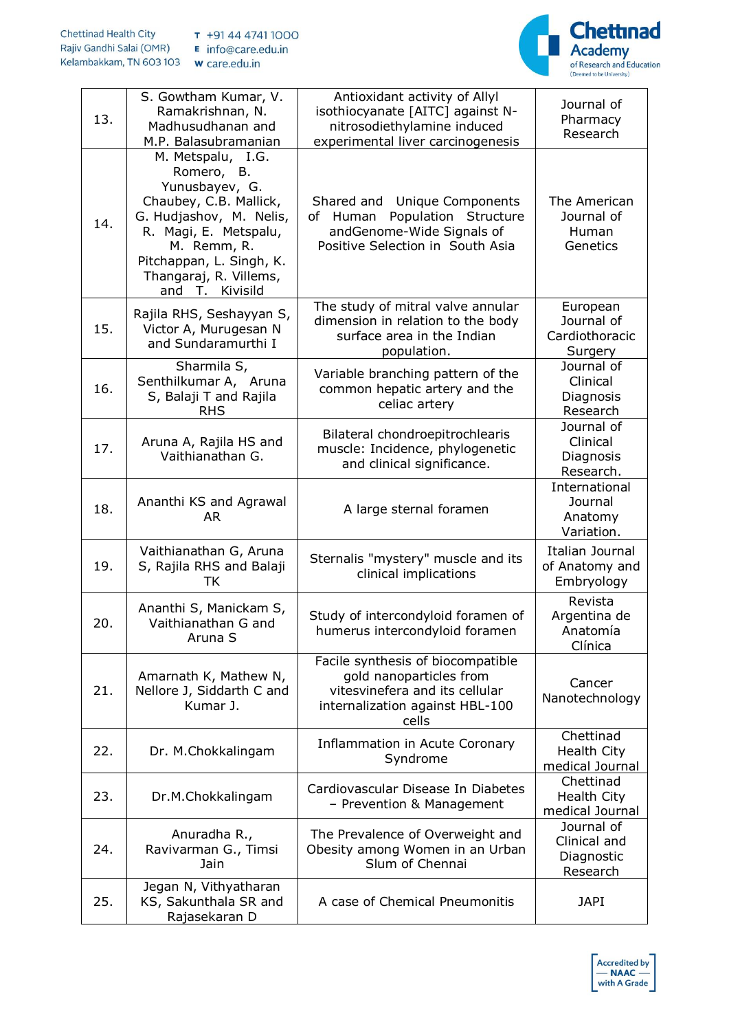| 13. | S. Gowtham Kumar, V. Ramakrishnan, N. Madhusudhanan and M.P. Balasubramanian | Antioxidant activity of Allyl isothiocyanate [AITC] against N-nitrosodiethylamine induced experimental liver carcinogenesis | Journal of Pharmacy Research |
|---|---|---|---|
| 14. | M. Metspalu, I.G. Romero, B. Yunusbayev, G. Chaubey, C.B. Mallick, G. Hudjashov, M. Nelis, R. Magi, E. Metspalu, M. Remm, R. Pitchappan, L. Singh, K. Thangaraj, R. Villems, and T. Kivisild | Shared and Unique Components of Human Population Structure andGenome-Wide Signals of Positive Selection in South Asia | The American Journal of Human Genetics |
| 15. | Rajila RHS, Seshayyan S, Victor A, Murugesan N and Sundaramurthi I | The study of mitral valve annular dimension in relation to the body surface area in the Indian population. | European Journal of Cardiothoracic Surgery |
| 16. | Sharmila S, Senthilkumar A, Aruna S, Balaji T and Rajila RHS | Variable branching pattern of the common hepatic artery and the celiac artery | Journal of Clinical Diagnosis Research |
| 17. | Aruna A, Rajila HS and Vaithianathan G. | Bilateral chondroepitrochlearis muscle: Incidence, phylogenetic and clinical significance. | Journal of Clinical Diagnosis Research. |
| 18. | Ananthi KS and Agrawal AR | A large sternal foramen | International Journal Anatomy Variation. |
| 19. | Vaithianathan G, Aruna S, Rajila RHS and Balaji TK | Sternalis "mystery" muscle and its clinical implications | Italian Journal of Anatomy and Embryology |
| 20. | Ananthi S, Manickam S, Vaithianathan G and Aruna S | Study of intercondyloid foramen of humerus intercondyloid foramen | Revista Argentina de Anatomía Clínica |
| 21. | Amarnath K, Mathew N, Nellore J, Siddarth C and Kumar J. | Facile synthesis of biocompatible gold nanoparticles from vitesvinefera and its cellular internalization against HBL-100 cells | Cancer Nanotechnology |
| 22. | Dr. M.Chokkalingam | Inflammation in Acute Coronary Syndrome | Chettinad Health City medical Journal |
| 23. | Dr.M.Chokkalingam | Cardiovascular Disease In Diabetes – Prevention & Management | Chettinad Health City medical Journal |
| 24. | Anuradha R., Ravivarman G., Timsi Jain | The Prevalence of Overweight and Obesity among Women in an Urban Slum of Chennai | Journal of Clinical and Diagnostic Research |
| 25. | Jegan N, Vithyatharan KS, Sakunthala SR and Rajasekaran D | A case of Chemical Pneumonitis | JAPI |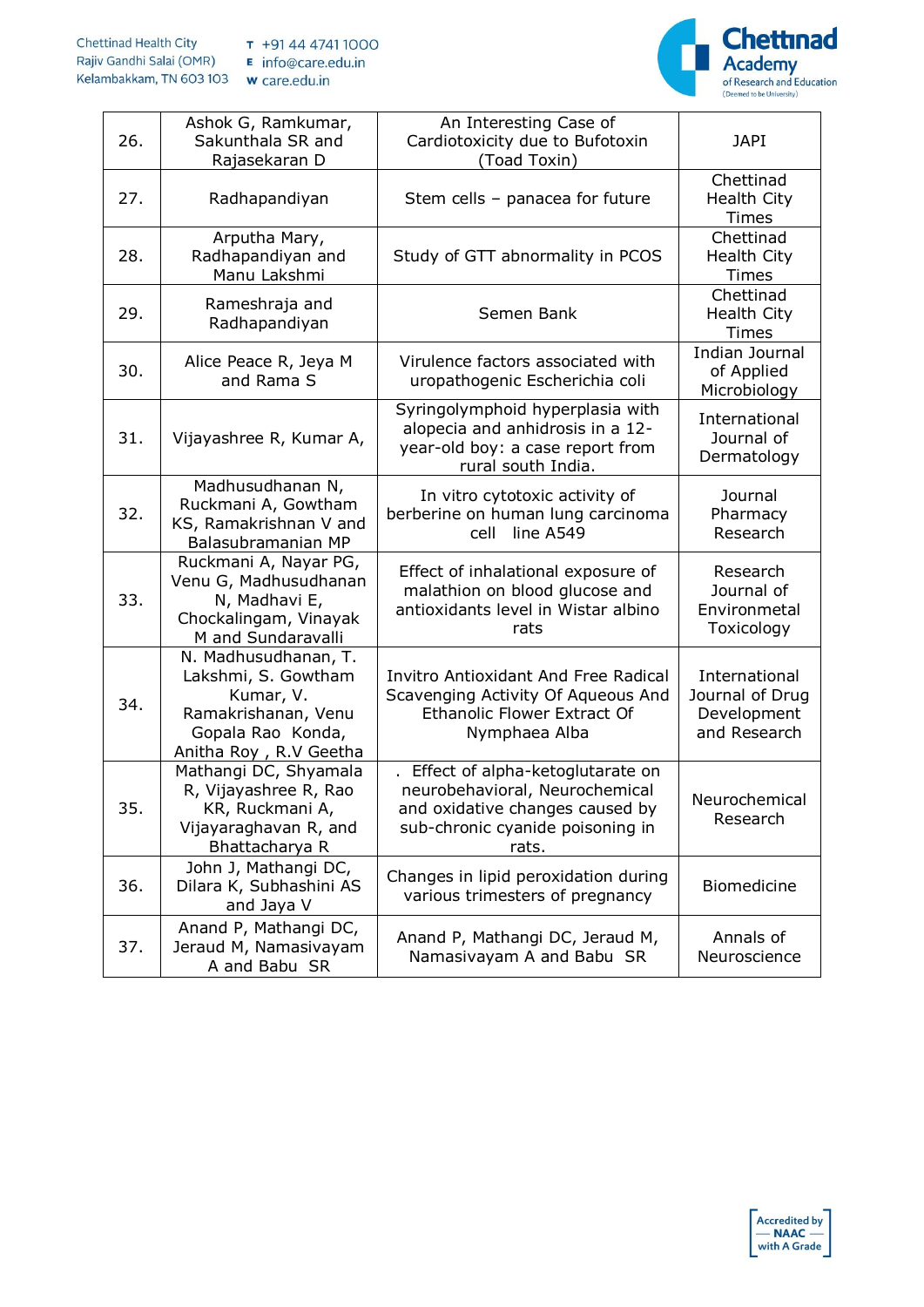| | | | |
|---|---|---|---|
| 26. | Ashok G, Ramkumar, Sakunthala SR and Rajasekaran D | An Interesting Case of Cardiotoxicity due to Bufotoxin (Toad Toxin) | JAPI |
| 27. | Radhapandiyan | Stem cells – panacea for future | Chettinad Health City Times |
| 28. | Arputha Mary, Radhapandiyan and Manu Lakshmi | Study of GTT abnormality in PCOS | Chettinad Health City Times |
| 29. | Rameshraja and Radhapandiyan | Semen Bank | Chettinad Health City Times |
| 30. | Alice Peace R, Jeya M and Rama S | Virulence factors associated with uropathogenic Escherichia coli | Indian Journal of Applied Microbiology |
| 31. | Vijayashree R, Kumar A, | Syringolymphoid hyperplasia with alopecia and anhidrosis in a 12-year-old boy: a case report from rural south India. | International Journal of Dermatology |
| 32. | Madhusudhanan N, Ruckmani A, Gowtham KS, Ramakrishnan V and Balasubramanian MP | In vitro cytotoxic activity of berberine on human lung carcinoma cell line A549 | Journal Pharmacy Research |
| 33. | Ruckmani A, Nayar PG, Venu G, Madhusudhanan N, Madhavi E, Chockalingam, Vinayak M and Sundaravalli | Effect of inhalational exposure of malathion on blood glucose and antioxidants level in Wistar albino rats | Research Journal of Environmetal Toxicology |
| 34. | N. Madhusudhanan, T. Lakshmi, S. Gowtham Kumar, V. Ramakrishanan, Venu Gopala Rao Konda, Anitha Roy , R.V Geetha | Invitro Antioxidant And Free Radical Scavenging Activity Of Aqueous And Ethanolic Flower Extract Of Nymphaea Alba | International Journal of Drug Development and Research |
| 35. | Mathangi DC, Shyamala R, Vijayashree R, Rao KR, Ruckmani A, Vijayaraghavan R, and Bhattacharya R | . Effect of alpha-ketoglutarate on neurobehavioral, Neurochemical and oxidative changes caused by sub-chronic cyanide poisoning in rats. | Neurochemical Research |
| 36. | John J, Mathangi DC, Dilara K, Subhashini AS and Jaya V | Changes in lipid peroxidation during various trimesters of pregnancy | Biomedicine |
| 37. | Anand P, Mathangi DC, Jeraud M, Namasivayam A and Babu SR | Anand P, Mathangi DC, Jeraud M, Namasivayam A and Babu SR | Annals of Neuroscience |